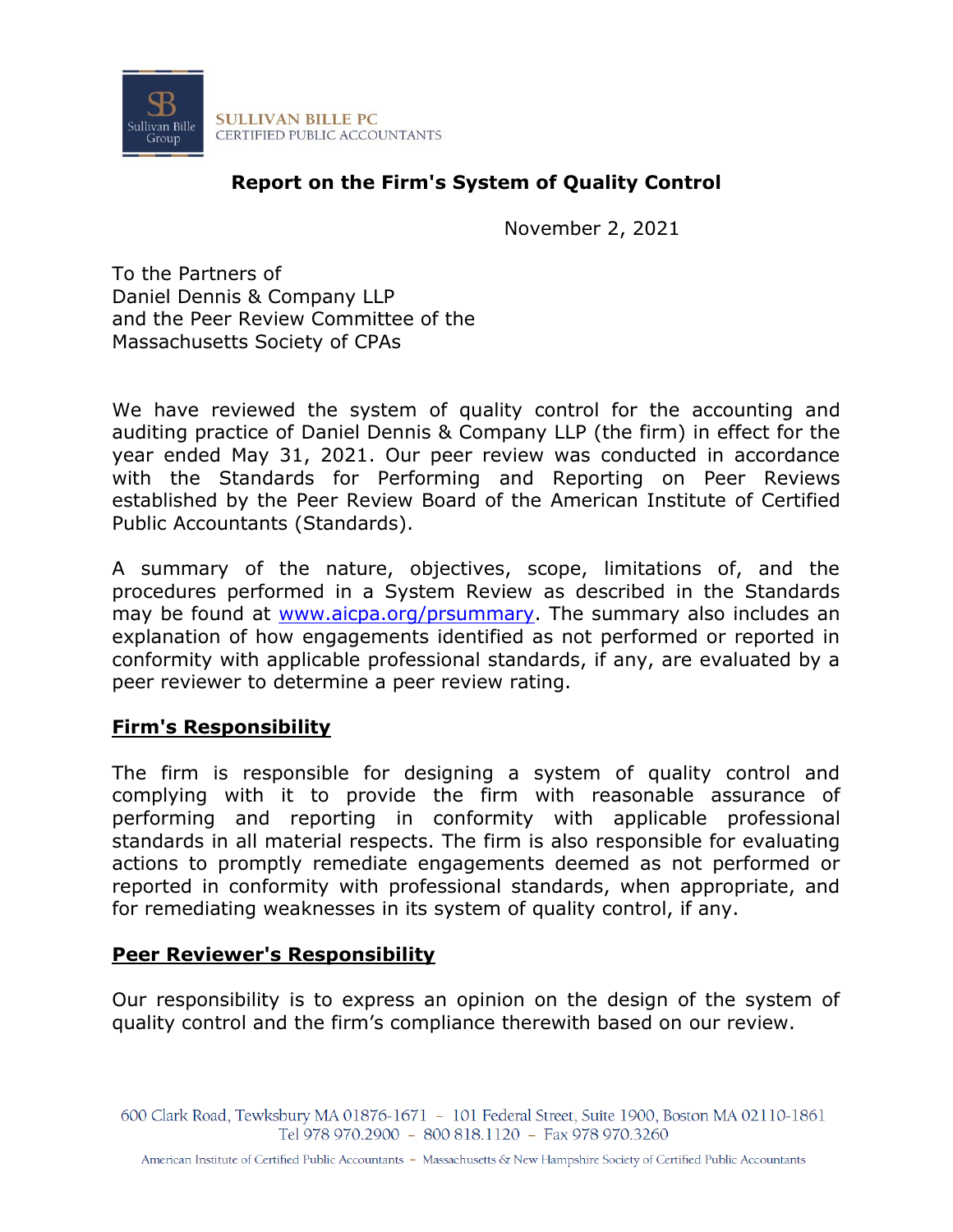SULLIVAN BILLE PC
CERTIFIED PUBLIC ACCOUNTANTS

# Report on the Firm's System of Quality Control

November 2, 2021

To the Partners of
Daniel Dennis & Company LLP
and the Peer Review Committee of the
Massachusetts Society of CPAs

We have reviewed the system of quality control for the accounting and auditing practice of Daniel Dennis & Company LLP (the firm) in effect for the year ended May 31, 2021. Our peer review was conducted in accordance with the Standards for Performing and Reporting on Peer Reviews established by the Peer Review Board of the American Institute of Certified Public Accountants (Standards).

A summary of the nature, objectives, scope, limitations of, and the procedures performed in a System Review as described in the Standards may be found at [www.aicpa.org/prsummary](http://www.aicpa.org/prsummary). The summary also includes an explanation of how engagements identified as not performed or reported in conformity with applicable professional standards, if any, are evaluated by a peer reviewer to determine a peer review rating.

## Firm's Responsibility

The firm is responsible for designing a system of quality control and complying with it to provide the firm with reasonable assurance of performing and reporting in conformity with applicable professional standards in all material respects. The firm is also responsible for evaluating actions to promptly remediate engagements deemed as not performed or reported in conformity with professional standards, when appropriate, and for remediating weaknesses in its system of quality control, if any.

## Peer Reviewer's Responsibility

Our responsibility is to express an opinion on the design of the system of quality control and the firm's compliance therewith based on our review.

600 Clark Road, Tewksbury MA 01876-1671 – 101 Federal Street, Suite 1900, Boston MA 02110-1861
Tel 978 970.2900 – 800 818.1120 – Fax 978 970.3260

American Institute of Certified Public Accountants – Massachusetts & New Hampshire Society of Certified Public Accountants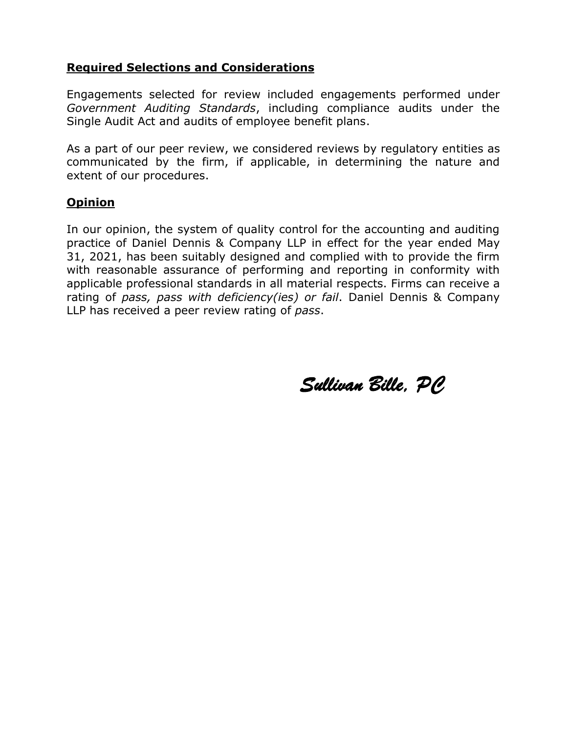**Required Selections and Considerations**

Engagements selected for review included engagements performed under *Government Auditing Standards*, including compliance audits under the Single Audit Act and audits of employee benefit plans.

As a part of our peer review, we considered reviews by regulatory entities as communicated by the firm, if applicable, in determining the nature and extent of our procedures.

**Opinion**

In our opinion, the system of quality control for the accounting and auditing practice of Daniel Dennis & Company LLP in effect for the year ended May 31, 2021, has been suitably designed and complied with to provide the firm with reasonable assurance of performing and reporting in conformity with applicable professional standards in all material respects. Firms can receive a rating of *pass, pass with deficiency(ies) or fail*. Daniel Dennis & Company LLP has received a peer review rating of *pass*.

*Sullivan Bille, PC*